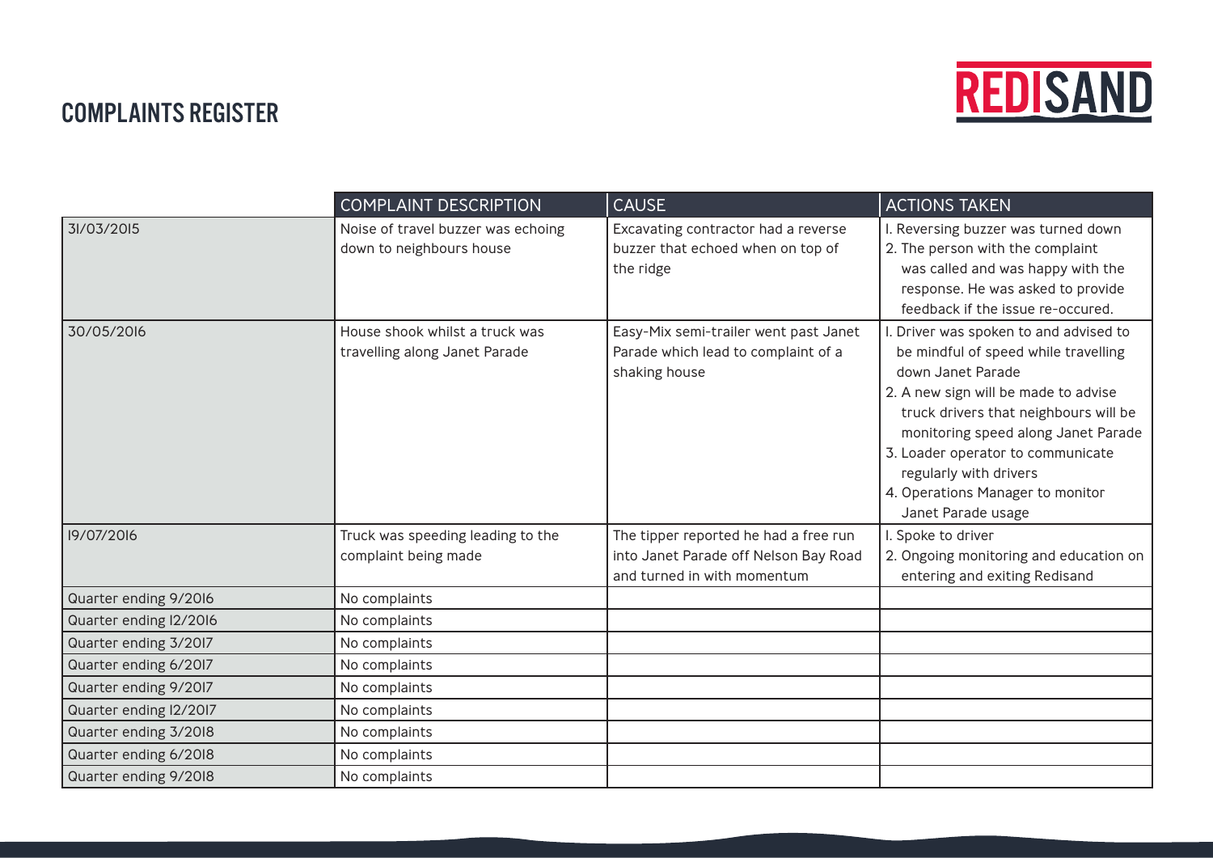# COMPLAINTS REGISTER

REDISAND

| | COMPLAINT DESCRIPTION | CAUSE | ACTIONS TAKEN |
|---|---|---|---|
| 31/03/2015 | Noise of travel buzzer was echoing down to neighbours house | Excavating contractor had a reverse buzzer that echoed when on top of the ridge | 1. Reversing buzzer was turned down<br>2. The person with the complaint was called and was happy with the response. He was asked to provide feedback if the issue re-occured. |
| 30/05/2016 | House shook whilst a truck was travelling along Janet Parade | Easy-Mix semi-trailer went past Janet Parade which lead to complaint of a shaking house | 1. Driver was spoken to and advised to be mindful of speed while travelling down Janet Parade<br>2. A new sign will be made to advise truck drivers that neighbours will be monitoring speed along Janet Parade<br>3. Loader operator to communicate regularly with drivers<br>4. Operations Manager to monitor Janet Parade usage |
| 19/07/2016 | Truck was speeding leading to the complaint being made | The tipper reported he had a free run into Janet Parade off Nelson Bay Road and turned in with momentum | 1. Spoke to driver<br>2. Ongoing monitoring and education on entering and exiting Redisand |
| Quarter ending 9/2016 | No complaints | | |
| Quarter ending 12/2016 | No complaints | | |
| Quarter ending 3/2017 | No complaints | | |
| Quarter ending 6/2017 | No complaints | | |
| Quarter ending 9/2017 | No complaints | | |
| Quarter ending 12/2017 | No complaints | | |
| Quarter ending 3/2018 | No complaints | | |
| Quarter ending 6/2018 | No complaints | | |
| Quarter ending 9/2018 | No complaints | | |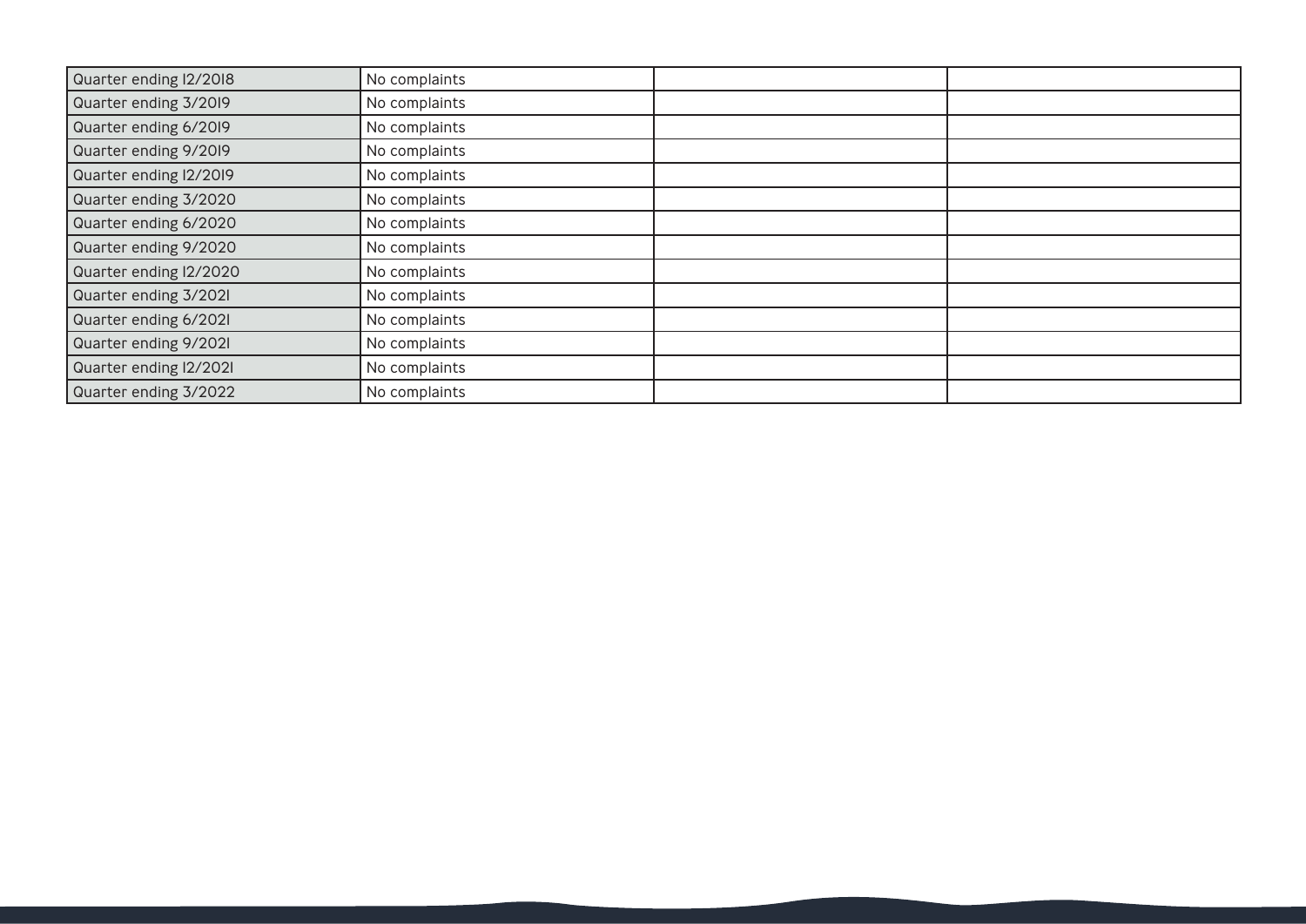| | | | |
|---|---|---|---|
| Quarter ending 12/2018 | No complaints | | |
| Quarter ending 3/2019 | No complaints | | |
| Quarter ending 6/2019 | No complaints | | |
| Quarter ending 9/2019 | No complaints | | |
| Quarter ending 12/2019 | No complaints | | |
| Quarter ending 3/2020 | No complaints | | |
| Quarter ending 6/2020 | No complaints | | |
| Quarter ending 9/2020 | No complaints | | |
| Quarter ending 12/2020 | No complaints | | |
| Quarter ending 3/2021 | No complaints | | |
| Quarter ending 6/2021 | No complaints | | |
| Quarter ending 9/2021 | No complaints | | |
| Quarter ending 12/2021 | No complaints | | |
| Quarter ending 3/2022 | No complaints | | |